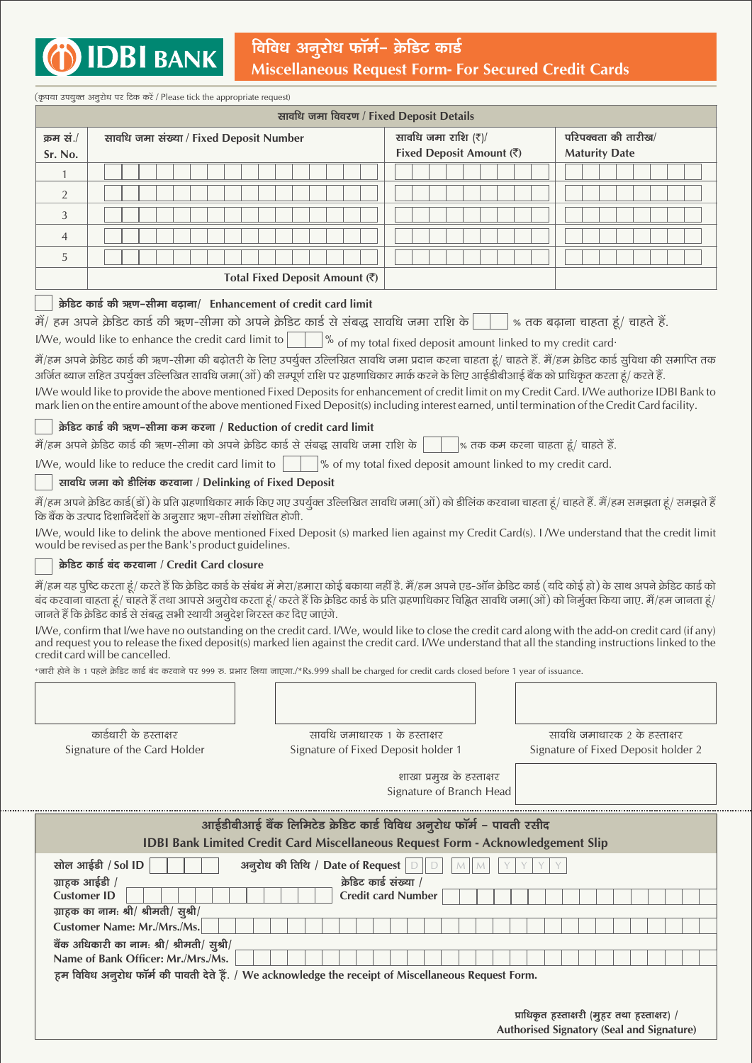# IDBI BANK

## विविध अनुरोध फॉर्म– क्रेडिट कार्ड
## Miscellaneous Request Form- For Secured Credit Cards

(कृपया उपयुक्त अनुरोध पर टिक करें / Please tick the appropriate request)

**सावधि जमा विवरण / Fixed Deposit Details**

| क्रम सं./ Sr. No. | सावधि जमा संख्या / Fixed Deposit Number | सावधि जमा राशि (₹)/ Fixed Deposit Amount (₹) | परिपक्वता की तारीख/ Maturity Date |
|---|---|---|---|
| 1 | | | |
| 2 | | | |
| 3 | | | |
| 4 | | | |
| 5 | | | |
| | **Total Fixed Deposit Amount (₹)** | | |

☐ **क्रेडिट कार्ड की ऋण-सीमा बढ़ाना/ Enhancement of credit card limit**

मैं/ हम अपने क्रेडिट कार्ड की ऋण-सीमा को अपने क्रेडिट कार्ड से संबद्ध सावधि जमा राशि के ____ % तक बढ़ाना चाहता हूं/ चाहते हैं.

I/We, would like to enhance the credit card limit to ____ % of my total fixed deposit amount linked to my credit card.

मैं/हम अपने क्रेडिट कार्ड की ऋण-सीमा की बढ़ोतरी के लिए उपर्युक्त उल्लिखित सावधि जमा प्रदान करना चाहता हूं/ चाहते हैं. मैं/हम क्रेडिट कार्ड सुविधा की समाप्ति तक अर्जित ब्याज सहित उपर्युक्त उल्लिखित सावधि जमा(ओं) की सम्पूर्ण राशि पर ग्रहणाधिकार मार्क करने के लिए आईडीबीआई बैंक को प्राधिकृत करता हूं/ करते हैं.

I/We would like to provide the above mentioned Fixed Deposits for enhancement of credit limit on my Credit Card. I/We authorize IDBI Bank to mark lien on the entire amount of the above mentioned Fixed Deposit(s) including interest earned, until termination of the Credit Card facility.

☐ **क्रेडिट कार्ड की ऋण-सीमा कम करना / Reduction of credit card limit**

मैं/हम अपने क्रेडिट कार्ड की ऋण-सीमा को अपने क्रेडिट कार्ड से संबद्ध सावधि जमा राशि के ____ % तक कम करना चाहता हूं/ चाहते हैं.

I/We, would like to reduce the credit card limit to ____ % of my total fixed deposit amount linked to my credit card.

☐ **सावधि जमा को डीलिंक करवाना / Delinking of Fixed Deposit**

मैं/हम अपने क्रेडिट कार्ड(डों) के प्रति ग्रहणाधिकार मार्क किए गए उपर्युक्त उल्लिखित सावधि जमा(ओं) को डीलिंक करवाना चाहता हूं/ चाहते हैं. मैं/हम समझता हूं/ समझते हैं कि बैंक के उत्पाद दिशानिर्देशों के अनुसार ऋण-सीमा संशोधित होगी.

I/We, would like to delink the above mentioned Fixed Deposit (s) marked lien against my Credit Card(s). I /We understand that the credit limit would be revised as per the Bank's product guidelines.

☐ **क्रेडिट कार्ड बंद करवाना / Credit Card closure**

मैं/हम यह पुष्टि करता हूं/ करते हैं कि क्रेडिट कार्ड के संबंध में मेरा/हमारा कोई बकाया नहीं है. मैं/हम अपने एड-ऑन क्रेडिट कार्ड (यदि कोई हो) के साथ अपने क्रेडिट कार्ड को बंद करवाना चाहता हूं/ चाहते हैं तथा आपसे अनुरोध करता हूं/ करते हैं कि क्रेडिट कार्ड के प्रति ग्रहणाधिकार चिह्नित सावधि जमा(ओं) को निर्मुक्त किया जाए. मैं/हम जानता हूं/ जानते हैं कि क्रेडिट कार्ड से संबद्ध सभी स्थायी अनुदेश निरस्त कर दिए जाएंगे.

I/We, confirm that I/we have no outstanding on the credit card. I/We, would like to close the credit card along with the add-on credit card (if any) and request you to release the fixed deposit(s) marked lien against the credit card. I/We understand that all the standing instructions linked to the credit card will be cancelled.

*जारी होने के 1 पहले क्रेडिट कार्ड बंद करवाने पर 999 रु. प्रभार लिया जाएगा./*Rs.999 shall be charged for credit cards closed before 1 year of issuance.

| कार्डधारी के हस्ताक्षर<br>Signature of the Card Holder | सावधि जमाधारक 1 के हस्ताक्षर<br>Signature of Fixed Deposit holder 1 | सावधि जमाधारक 2 के हस्ताक्षर<br>Signature of Fixed Deposit holder 2 |
|---|---|---|

शाखा प्रमुख के हस्ताक्षर
Signature of Branch Head

---

**आईडीबीआई बैंक लिमिटेड क्रेडिट कार्ड विविध अनुरोध फॉर्म – पावती रसीद**
**IDBI Bank Limited Credit Card Miscellaneous Request Form - Acknowledgement Slip**

सोल आईडी / Sol ID ____ अनुरोध की तिथि / Date of Request D D M M Y Y Y Y

ग्राहक आईडी / Customer ID ____ क्रेडिट कार्ड संख्या / Credit card Number ____

ग्राहक का नाम: श्री/ श्रीमती/ सुश्री/ Customer Name: Mr./Mrs./Ms. ____

बैंक अधिकारी का नाम: श्री/ श्रीमती/ सुश्री/ Name of Bank Officer: Mr./Mrs./Ms. ____

**हम विविध अनुरोध फॉर्म की पावती देते हैं. / We acknowledge the receipt of Miscellaneous Request Form.**

**प्राधिकृत हस्ताक्षरी (मुहर तथा हस्ताक्षर) /**
**Authorised Signatory (Seal and Signature)**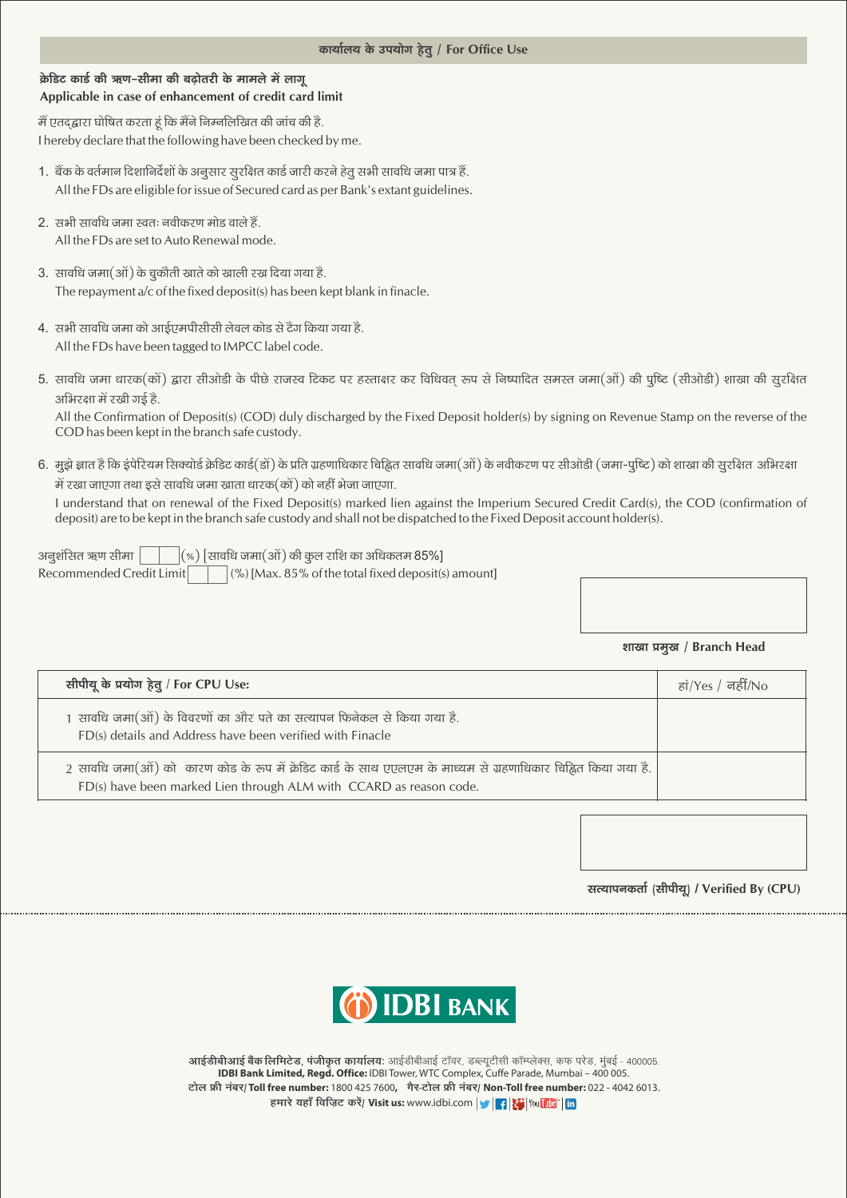## कार्यालय के उपयोग हेतु / For Office Use

**क्रेडिट कार्ड की ऋण-सीमा की बढ़ोतरी के मामले में लागू**
**Applicable in case of enhancement of credit card limit**

मैं एतद्द्वारा घोषित करता हूं कि मैंने निम्नलिखित की जांच की है.
I hereby declare that the following have been checked by me.

1. बैंक के वर्तमान दिशानिर्देशों के अनुसार सुरक्षित कार्ड जारी करने हेतु सभी सावधि जमा पात्र हैं.
   All the FDs are eligible for issue of Secured card as per Bank's extant guidelines.
2. सभी सावधि जमा स्वतः नवीकरण मोड वाले हैं.
   All the FDs are set to Auto Renewal mode.
3. सावधि जमा(ओं) के चुकौती खाते को खाली रख दिया गया है.
   The repayment a/c of the fixed deposit(s) has been kept blank in finacle.
4. सभी सावधि जमा को आईएमपीसीसी लेवल कोड से टैग किया गया है.
   All the FDs have been tagged to IMPCC label code.
5. सावधि जमा धारक(कों) द्वारा सीओडी के पीछे राजस्व टिकट पर हस्ताक्षर कर विधिवत् रूप से निष्पादित समस्त जमा(ओं) की पुष्टि (सीओडी) शाखा की सुरक्षित अभिरक्षा में रखी गई है.
   All the Confirmation of Deposit(s) (COD) duly discharged by the Fixed Deposit holder(s) by signing on Revenue Stamp on the reverse of the COD has been kept in the branch safe custody.
6. मुझे ज्ञात है कि इंपेरियम सिक्योर्ड क्रेडिट कार्ड(डों) के प्रति ग्रहणाधिकार चिह्नित सावधि जमा(ओं) के नवीकरण पर सीओडी (जमा-पुष्टि) को शाखा की सुरक्षित अभिरक्षा में रखा जाएगा तथा इसे सावधि जमा खाता धारक(कों) को नहीं भेजा जाएगा.
   I understand that on renewal of the Fixed Deposit(s) marked lien against the Imperium Secured Credit Card(s), the COD (confirmation of deposit) are to be kept in the branch safe custody and shall not be dispatched to the Fixed Deposit account holder(s).

अनुशंसित ऋण सीमा [ ][ ] (%) [सावधि जमा(ओं) की कुल राशि का अधिकतम 85%]
Recommended Credit Limit [ ][ ] (%) [Max. 85% of the total fixed deposit(s) amount]

**शाखा प्रमुख / Branch Head**

| सीपीयू के प्रयोग हेतु / For CPU Use: | हां/Yes / नहीं/No |
|---|---|
| 1 सावधि जमा(ओं) के विवरणों का और पते का सत्यापन फिनेकल से किया गया है. FD(s) details and Address have been verified with Finacle | |
| 2 सावधि जमा(ओं) को कारण कोड के रूप में क्रेडिट कार्ड के साथ एएलएम के माध्यम से ग्रहणाधिकार चिह्नित किया गया है. FD(s) have been marked Lien through ALM with CCARD as reason code. | |

**सत्यापनकर्ता (सीपीयू) / Verified By (CPU)**

IDBI BANK

**आईडीबीआई बैंक लिमिटेड, पंजीकृत कार्यालय:** आईडीबीआई टॉवर, डब्ल्यूटीसी कॉम्प्लेक्स, कफ परेड, मुंबई - 400005.
**IDBI Bank Limited, Regd. Office:** IDBI Tower, WTC Complex, Cuffe Parade, Mumbai – 400 005.
**टोल फ्री नंबर/ Toll free number:** 1800 425 7600**, गैर-टोल फ्री नंबर/ Non-Toll free number:** 022 - 4042 6013.
**हमारे यहाँ विज़िट करें/ Visit us:** www.idbi.com